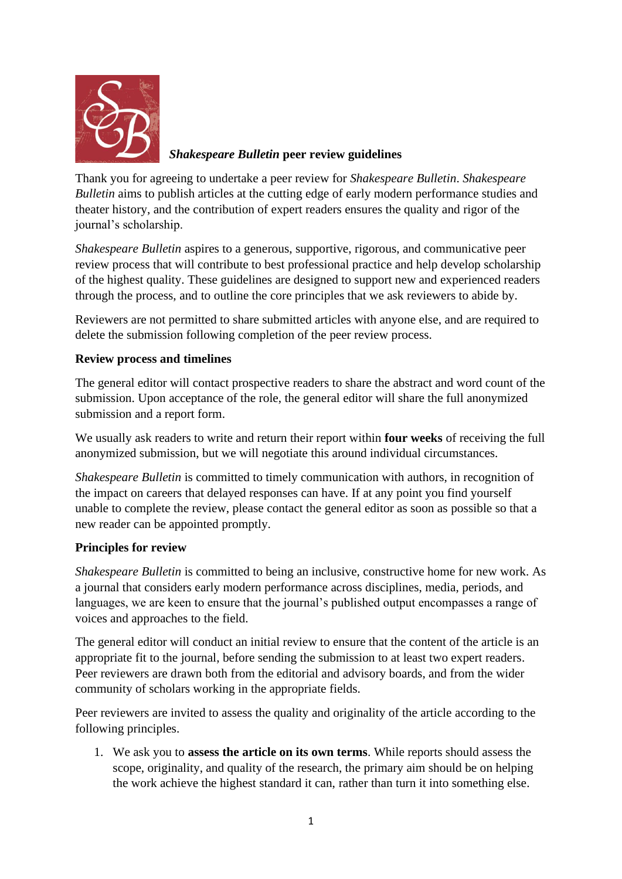# *Shakespeare Bulletin* peer review guidelines

Thank you for agreeing to undertake a peer review for *Shakespeare Bulletin*. *Shakespeare Bulletin* aims to publish articles at the cutting edge of early modern performance studies and theater history, and the contribution of expert readers ensures the quality and rigor of the journal's scholarship.

*Shakespeare Bulletin* aspires to a generous, supportive, rigorous, and communicative peer review process that will contribute to best professional practice and help develop scholarship of the highest quality. These guidelines are designed to support new and experienced readers through the process, and to outline the core principles that we ask reviewers to abide by.

Reviewers are not permitted to share submitted articles with anyone else, and are required to delete the submission following completion of the peer review process.

## Review process and timelines

The general editor will contact prospective readers to share the abstract and word count of the submission. Upon acceptance of the role, the general editor will share the full anonymized submission and a report form.

We usually ask readers to write and return their report within **four weeks** of receiving the full anonymized submission, but we will negotiate this around individual circumstances.

*Shakespeare Bulletin* is committed to timely communication with authors, in recognition of the impact on careers that delayed responses can have. If at any point you find yourself unable to complete the review, please contact the general editor as soon as possible so that a new reader can be appointed promptly.

## Principles for review

*Shakespeare Bulletin* is committed to being an inclusive, constructive home for new work. As a journal that considers early modern performance across disciplines, media, periods, and languages, we are keen to ensure that the journal's published output encompasses a range of voices and approaches to the field.

The general editor will conduct an initial review to ensure that the content of the article is an appropriate fit to the journal, before sending the submission to at least two expert readers. Peer reviewers are drawn both from the editorial and advisory boards, and from the wider community of scholars working in the appropriate fields.

Peer reviewers are invited to assess the quality and originality of the article according to the following principles.

1. We ask you to **assess the article on its own terms**. While reports should assess the scope, originality, and quality of the research, the primary aim should be on helping the work achieve the highest standard it can, rather than turn it into something else.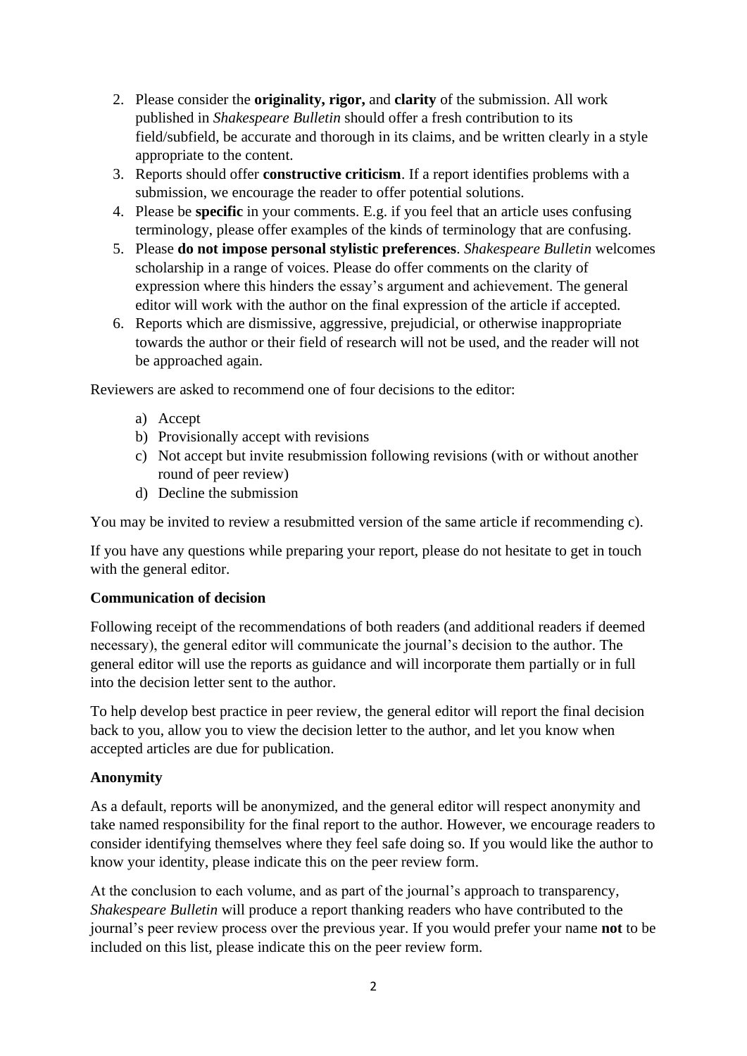2. Please consider the **originality, rigor,** and **clarity** of the submission. All work published in *Shakespeare Bulletin* should offer a fresh contribution to its field/subfield, be accurate and thorough in its claims, and be written clearly in a style appropriate to the content.
3. Reports should offer **constructive criticism**. If a report identifies problems with a submission, we encourage the reader to offer potential solutions.
4. Please be **specific** in your comments. E.g. if you feel that an article uses confusing terminology, please offer examples of the kinds of terminology that are confusing.
5. Please **do not impose personal stylistic preferences**. *Shakespeare Bulletin* welcomes scholarship in a range of voices. Please do offer comments on the clarity of expression where this hinders the essay's argument and achievement. The general editor will work with the author on the final expression of the article if accepted.
6. Reports which are dismissive, aggressive, prejudicial, or otherwise inappropriate towards the author or their field of research will not be used, and the reader will not be approached again.

Reviewers are asked to recommend one of four decisions to the editor:

a) Accept
b) Provisionally accept with revisions
c) Not accept but invite resubmission following revisions (with or without another round of peer review)
d) Decline the submission

You may be invited to review a resubmitted version of the same article if recommending c).

If you have any questions while preparing your report, please do not hesitate to get in touch with the general editor.

**Communication of decision**

Following receipt of the recommendations of both readers (and additional readers if deemed necessary), the general editor will communicate the journal's decision to the author. The general editor will use the reports as guidance and will incorporate them partially or in full into the decision letter sent to the author.

To help develop best practice in peer review, the general editor will report the final decision back to you, allow you to view the decision letter to the author, and let you know when accepted articles are due for publication.

**Anonymity**

As a default, reports will be anonymized, and the general editor will respect anonymity and take named responsibility for the final report to the author. However, we encourage readers to consider identifying themselves where they feel safe doing so. If you would like the author to know your identity, please indicate this on the peer review form.

At the conclusion to each volume, and as part of the journal's approach to transparency, *Shakespeare Bulletin* will produce a report thanking readers who have contributed to the journal's peer review process over the previous year. If you would prefer your name **not** to be included on this list, please indicate this on the peer review form.